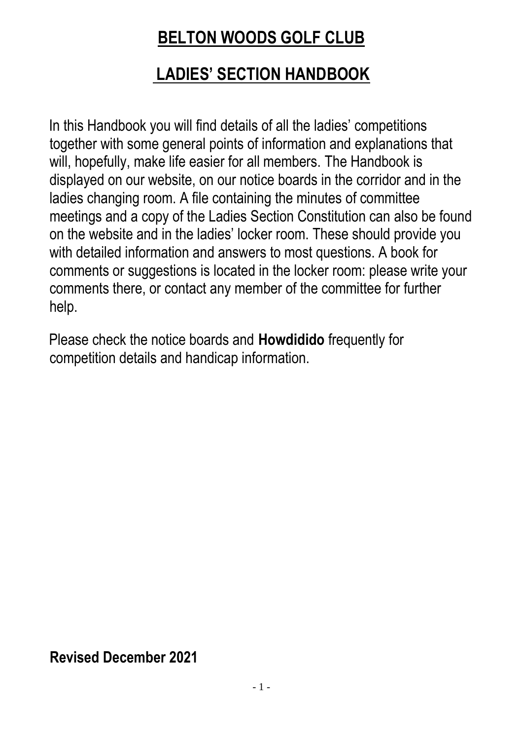# BELTON WOODS GOLF CLUB

## LADIES' SECTION HANDBOOK

In this Handbook you will find details of all the ladies' competitions together with some general points of information and explanations that will, hopefully, make life easier for all members. The Handbook is displayed on our website, on our notice boards in the corridor and in the ladies changing room. A file containing the minutes of committee meetings and a copy of the Ladies Section Constitution can also be found on the website and in the ladies' locker room. These should provide you with detailed information and answers to most questions. A book for comments or suggestions is located in the locker room: please write your comments there, or contact any member of the committee for further help.

Please check the notice boards and **Howdidido** frequently for competition details and handicap information.

**Revised December 2021**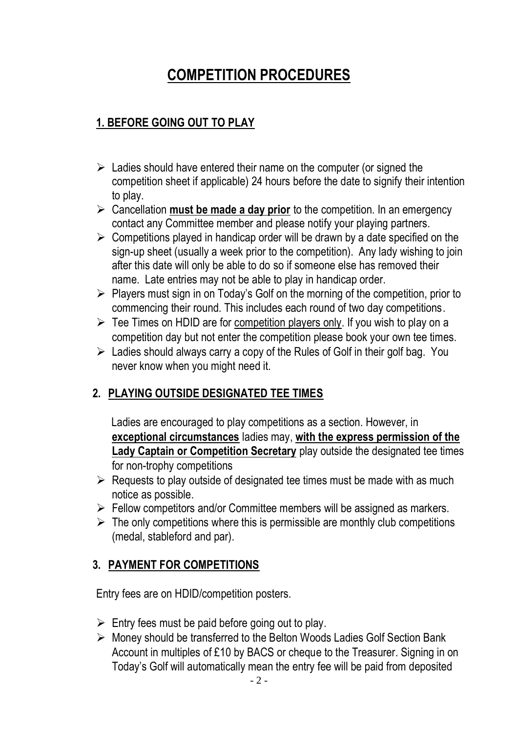# COMPETITION PROCEDURES

## 1. BEFORE GOING OUT TO PLAY

- Ladies should have entered their name on the computer (or signed the competition sheet if applicable) 24 hours before the date to signify their intention to play.
- Cancellation **must be made a day prior** to the competition. In an emergency contact any Committee member and please notify your playing partners.
- Competitions played in handicap order will be drawn by a date specified on the sign-up sheet (usually a week prior to the competition). Any lady wishing to join after this date will only be able to do so if someone else has removed their name. Late entries may not be able to play in handicap order.
- Players must sign in on Today's Golf on the morning of the competition, prior to commencing their round. This includes each round of two day competitions.
- Tee Times on HDID are for competition players only. If you wish to play on a competition day but not enter the competition please book your own tee times.
- Ladies should always carry a copy of the Rules of Golf in their golf bag. You never know when you might need it.

## 2. PLAYING OUTSIDE DESIGNATED TEE TIMES

Ladies are encouraged to play competitions as a section. However, in **exceptional circumstances** ladies may, **with the express permission of the Lady Captain or Competition Secretary** play outside the designated tee times for non-trophy competitions

- Requests to play outside of designated tee times must be made with as much notice as possible.
- Fellow competitors and/or Committee members will be assigned as markers.
- The only competitions where this is permissible are monthly club competitions (medal, stableford and par).

## 3. PAYMENT FOR COMPETITIONS

Entry fees are on HDID/competition posters.

- Entry fees must be paid before going out to play.
- Money should be transferred to the Belton Woods Ladies Golf Section Bank Account in multiples of £10 by BACS or cheque to the Treasurer. Signing in on Today's Golf will automatically mean the entry fee will be paid from deposited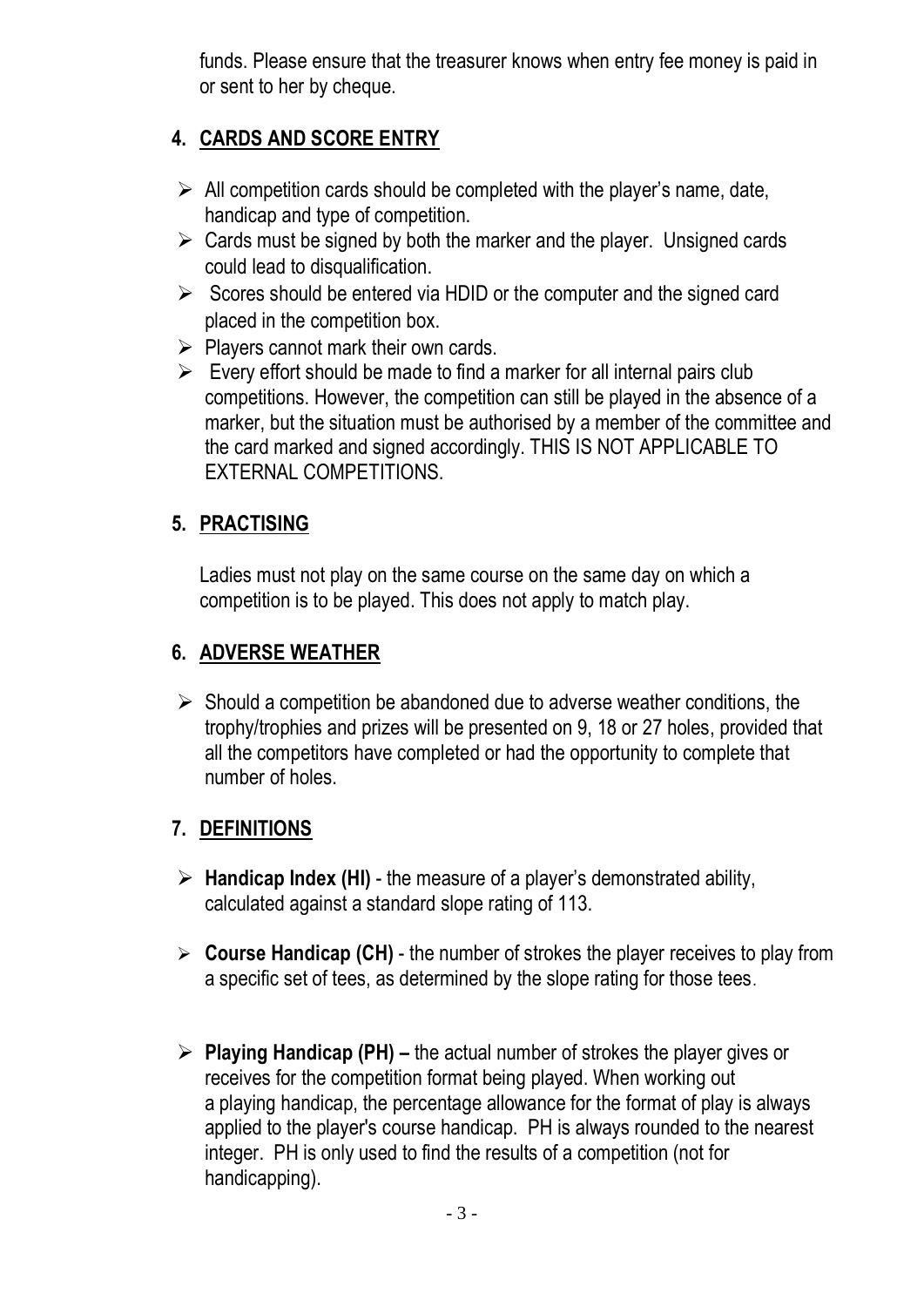funds. Please ensure that the treasurer knows when entry fee money is paid in or sent to her by cheque.

## 4. CARDS AND SCORE ENTRY

- All competition cards should be completed with the player's name, date, handicap and type of competition.
- Cards must be signed by both the marker and the player. Unsigned cards could lead to disqualification.
- Scores should be entered via HDID or the computer and the signed card placed in the competition box.
- Players cannot mark their own cards.
- Every effort should be made to find a marker for all internal pairs club competitions. However, the competition can still be played in the absence of a marker, but the situation must be authorised by a member of the committee and the card marked and signed accordingly. THIS IS NOT APPLICABLE TO EXTERNAL COMPETITIONS.

## 5. PRACTISING

Ladies must not play on the same course on the same day on which a competition is to be played. This does not apply to match play.

## 6. ADVERSE WEATHER

- Should a competition be abandoned due to adverse weather conditions, the trophy/trophies and prizes will be presented on 9, 18 or 27 holes, provided that all the competitors have completed or had the opportunity to complete that number of holes.

## 7. DEFINITIONS

- **Handicap Index (HI)** - the measure of a player's demonstrated ability, calculated against a standard slope rating of 113.
- **Course Handicap (CH)** - the number of strokes the player receives to play from a specific set of tees, as determined by the slope rating for those tees.
- **Playing Handicap (PH) –** the actual number of strokes the player gives or receives for the competition format being played. When working out a playing handicap, the percentage allowance for the format of play is always applied to the player's course handicap. PH is always rounded to the nearest integer. PH is only used to find the results of a competition (not for handicapping).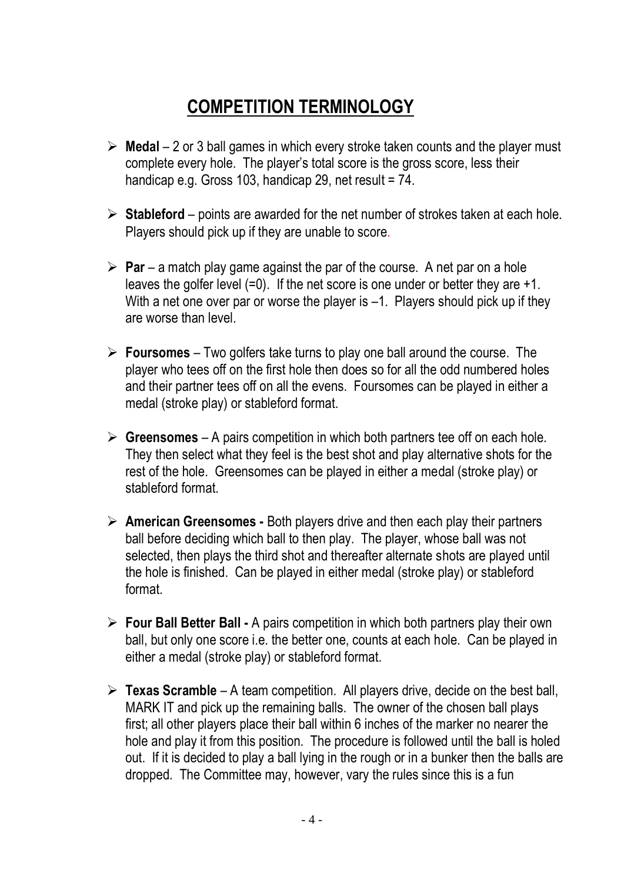# COMPETITION TERMINOLOGY

- **Medal** – 2 or 3 ball games in which every stroke taken counts and the player must complete every hole. The player's total score is the gross score, less their handicap e.g. Gross 103, handicap 29, net result = 74.

- **Stableford** – points are awarded for the net number of strokes taken at each hole. Players should pick up if they are unable to score.

- **Par** – a match play game against the par of the course. A net par on a hole leaves the golfer level (=0). If the net score is one under or better they are +1. With a net one over par or worse the player is –1. Players should pick up if they are worse than level.

- **Foursomes** – Two golfers take turns to play one ball around the course. The player who tees off on the first hole then does so for all the odd numbered holes and their partner tees off on all the evens. Foursomes can be played in either a medal (stroke play) or stableford format.

- **Greensomes** – A pairs competition in which both partners tee off on each hole. They then select what they feel is the best shot and play alternative shots for the rest of the hole. Greensomes can be played in either a medal (stroke play) or stableford format.

- **American Greensomes -** Both players drive and then each play their partners ball before deciding which ball to then play. The player, whose ball was not selected, then plays the third shot and thereafter alternate shots are played until the hole is finished. Can be played in either medal (stroke play) or stableford format.

- **Four Ball Better Ball -** A pairs competition in which both partners play their own ball, but only one score i.e. the better one, counts at each hole. Can be played in either a medal (stroke play) or stableford format.

- **Texas Scramble** – A team competition. All players drive, decide on the best ball, MARK IT and pick up the remaining balls. The owner of the chosen ball plays first; all other players place their ball within 6 inches of the marker no nearer the hole and play it from this position. The procedure is followed until the ball is holed out. If it is decided to play a ball lying in the rough or in a bunker then the balls are dropped. The Committee may, however, vary the rules since this is a fun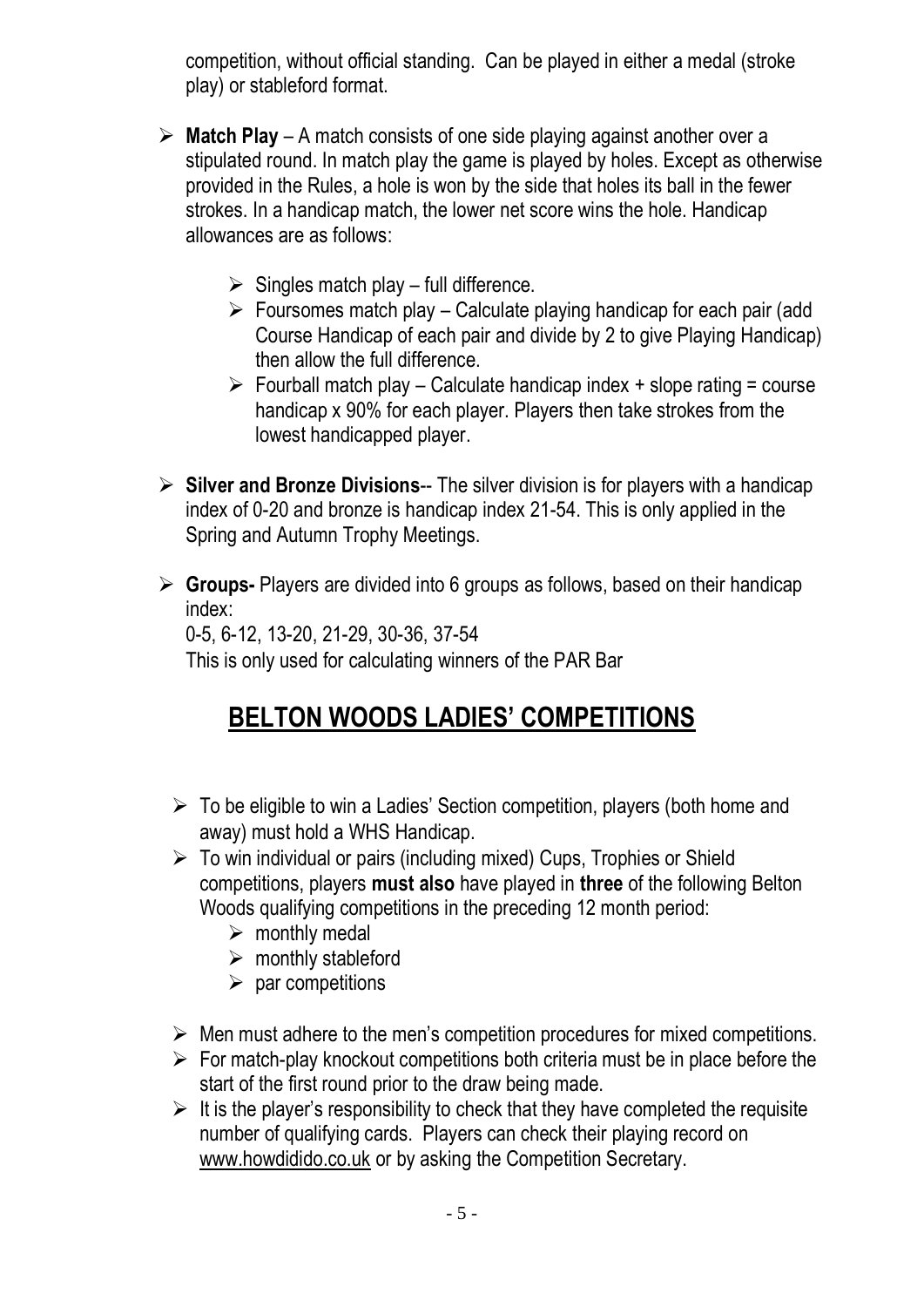competition, without official standing. Can be played in either a medal (stroke play) or stableford format.

- **Match Play** – A match consists of one side playing against another over a stipulated round. In match play the game is played by holes. Except as otherwise provided in the Rules, a hole is won by the side that holes its ball in the fewer strokes. In a handicap match, the lower net score wins the hole. Handicap allowances are as follows:
  - Singles match play – full difference.
  - Foursomes match play – Calculate playing handicap for each pair (add Course Handicap of each pair and divide by 2 to give Playing Handicap) then allow the full difference.
  - Fourball match play – Calculate handicap index + slope rating = course handicap x 90% for each player. Players then take strokes from the lowest handicapped player.
- **Silver and Bronze Divisions**-- The silver division is for players with a handicap index of 0-20 and bronze is handicap index 21-54. This is only applied in the Spring and Autumn Trophy Meetings.
- **Groups-** Players are divided into 6 groups as follows, based on their handicap index:
  0-5, 6-12, 13-20, 21-29, 30-36, 37-54
  This is only used for calculating winners of the PAR Bar

## BELTON WOODS LADIES' COMPETITIONS

- To be eligible to win a Ladies' Section competition, players (both home and away) must hold a WHS Handicap.
- To win individual or pairs (including mixed) Cups, Trophies or Shield competitions, players **must also** have played in **three** of the following Belton Woods qualifying competitions in the preceding 12 month period:
  - monthly medal
  - monthly stableford
  - par competitions
- Men must adhere to the men's competition procedures for mixed competitions.
- For match-play knockout competitions both criteria must be in place before the start of the first round prior to the draw being made.
- It is the player's responsibility to check that they have completed the requisite number of qualifying cards. Players can check their playing record on www.howdidido.co.uk or by asking the Competition Secretary.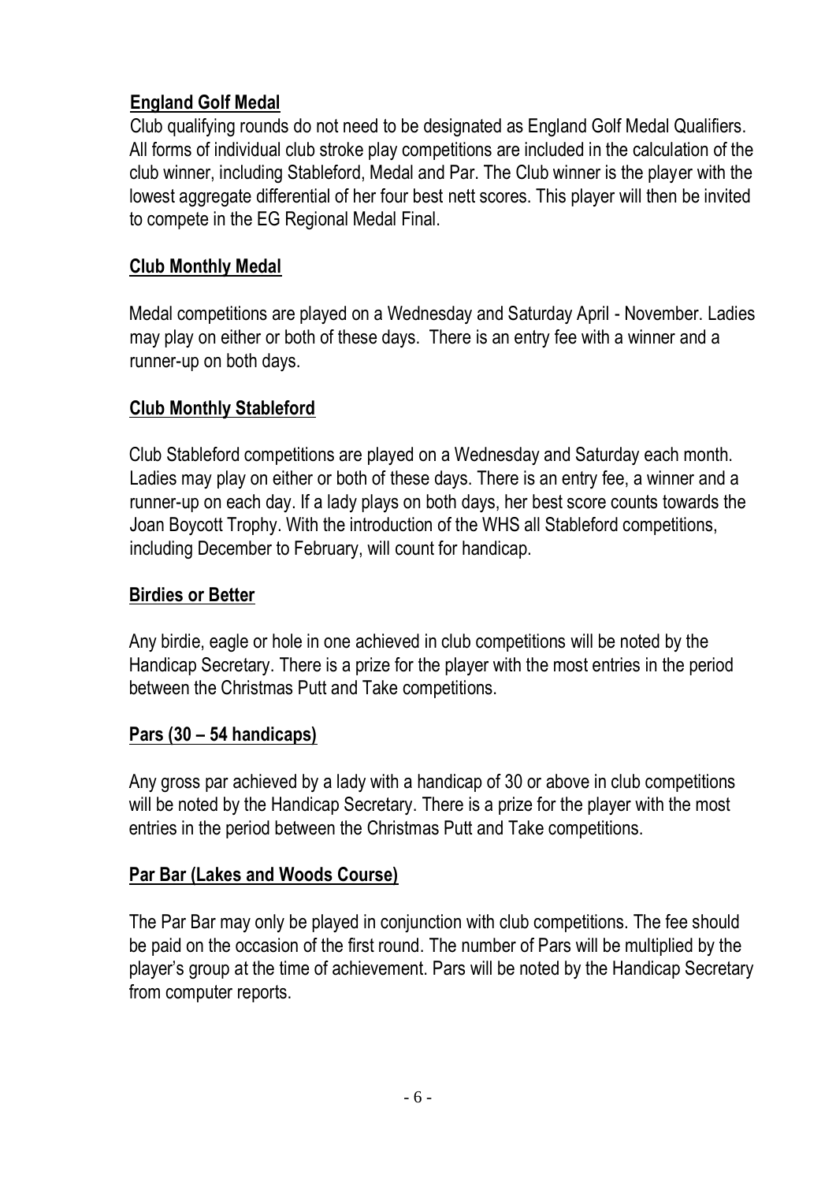## England Golf Medal

Club qualifying rounds do not need to be designated as England Golf Medal Qualifiers. All forms of individual club stroke play competitions are included in the calculation of the club winner, including Stableford, Medal and Par. The Club winner is the player with the lowest aggregate differential of her four best nett scores. This player will then be invited to compete in the EG Regional Medal Final.

## Club Monthly Medal

Medal competitions are played on a Wednesday and Saturday April - November. Ladies may play on either or both of these days. There is an entry fee with a winner and a runner-up on both days.

## Club Monthly Stableford

Club Stableford competitions are played on a Wednesday and Saturday each month. Ladies may play on either or both of these days. There is an entry fee, a winner and a runner-up on each day. If a lady plays on both days, her best score counts towards the Joan Boycott Trophy. With the introduction of the WHS all Stableford competitions, including December to February, will count for handicap.

## Birdies or Better

Any birdie, eagle or hole in one achieved in club competitions will be noted by the Handicap Secretary. There is a prize for the player with the most entries in the period between the Christmas Putt and Take competitions.

## Pars (30 – 54 handicaps)

Any gross par achieved by a lady with a handicap of 30 or above in club competitions will be noted by the Handicap Secretary. There is a prize for the player with the most entries in the period between the Christmas Putt and Take competitions.

## Par Bar (Lakes and Woods Course)

The Par Bar may only be played in conjunction with club competitions. The fee should be paid on the occasion of the first round. The number of Pars will be multiplied by the player's group at the time of achievement. Pars will be noted by the Handicap Secretary from computer reports.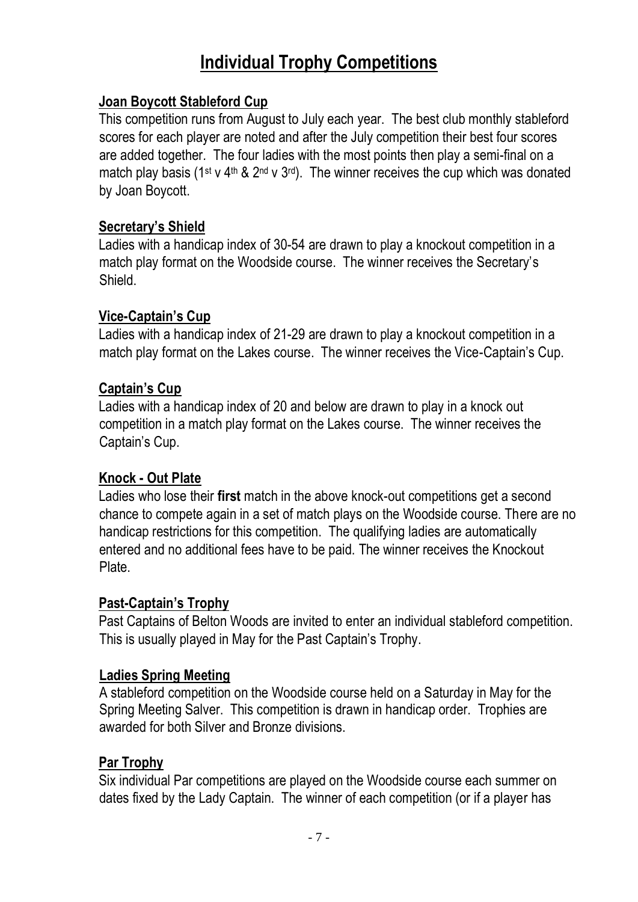# Individual Trophy Competitions

## Joan Boycott Stableford Cup

This competition runs from August to July each year. The best club monthly stableford scores for each player are noted and after the July competition their best four scores are added together. The four ladies with the most points then play a semi-final on a match play basis (1st v 4th & 2nd v 3rd). The winner receives the cup which was donated by Joan Boycott.

## Secretary's Shield

Ladies with a handicap index of 30-54 are drawn to play a knockout competition in a match play format on the Woodside course. The winner receives the Secretary's Shield.

## Vice-Captain's Cup

Ladies with a handicap index of 21-29 are drawn to play a knockout competition in a match play format on the Lakes course. The winner receives the Vice-Captain's Cup.

## Captain's Cup

Ladies with a handicap index of 20 and below are drawn to play in a knock out competition in a match play format on the Lakes course. The winner receives the Captain's Cup.

## Knock - Out Plate

Ladies who lose their **first** match in the above knock-out competitions get a second chance to compete again in a set of match plays on the Woodside course. There are no handicap restrictions for this competition. The qualifying ladies are automatically entered and no additional fees have to be paid. The winner receives the Knockout Plate.

## Past-Captain's Trophy

Past Captains of Belton Woods are invited to enter an individual stableford competition. This is usually played in May for the Past Captain's Trophy.

## Ladies Spring Meeting

A stableford competition on the Woodside course held on a Saturday in May for the Spring Meeting Salver. This competition is drawn in handicap order. Trophies are awarded for both Silver and Bronze divisions.

## Par Trophy

Six individual Par competitions are played on the Woodside course each summer on dates fixed by the Lady Captain. The winner of each competition (or if a player has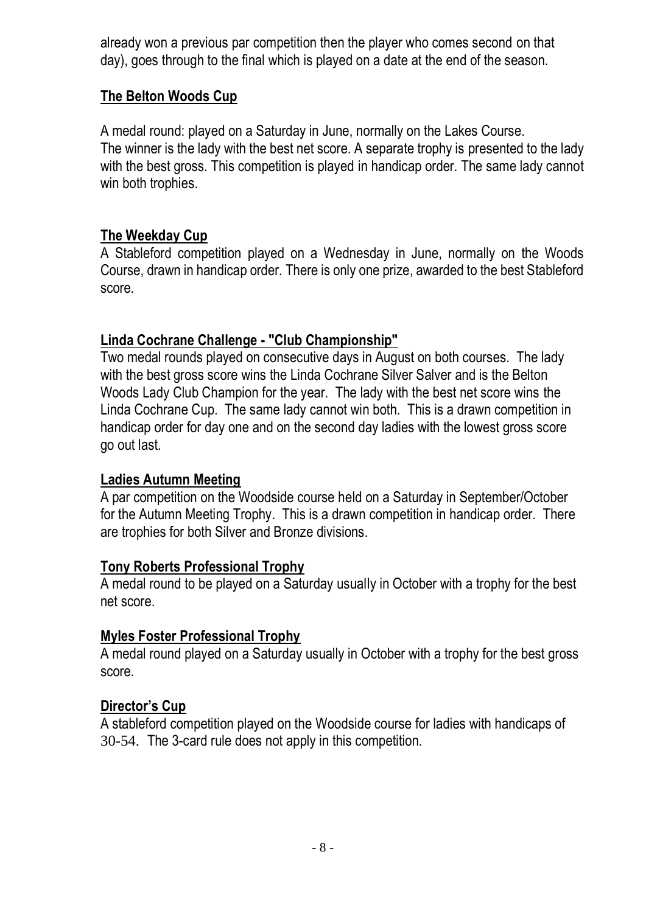already won a previous par competition then the player who comes second on that day), goes through to the final which is played on a date at the end of the season.

## The Belton Woods Cup

A medal round: played on a Saturday in June, normally on the Lakes Course. The winner is the lady with the best net score. A separate trophy is presented to the lady with the best gross. This competition is played in handicap order. The same lady cannot win both trophies.

## The Weekday Cup

A Stableford competition played on a Wednesday in June, normally on the Woods Course, drawn in handicap order. There is only one prize, awarded to the best Stableford score.

## Linda Cochrane Challenge - "Club Championship"

Two medal rounds played on consecutive days in August on both courses. The lady with the best gross score wins the Linda Cochrane Silver Salver and is the Belton Woods Lady Club Champion for the year. The lady with the best net score wins the Linda Cochrane Cup. The same lady cannot win both. This is a drawn competition in handicap order for day one and on the second day ladies with the lowest gross score go out last.

## Ladies Autumn Meeting

A par competition on the Woodside course held on a Saturday in September/October for the Autumn Meeting Trophy. This is a drawn competition in handicap order. There are trophies for both Silver and Bronze divisions.

## Tony Roberts Professional Trophy

A medal round to be played on a Saturday usually in October with a trophy for the best net score.

## Myles Foster Professional Trophy

A medal round played on a Saturday usually in October with a trophy for the best gross score.

## Director's Cup

A stableford competition played on the Woodside course for ladies with handicaps of 30-54. The 3-card rule does not apply in this competition.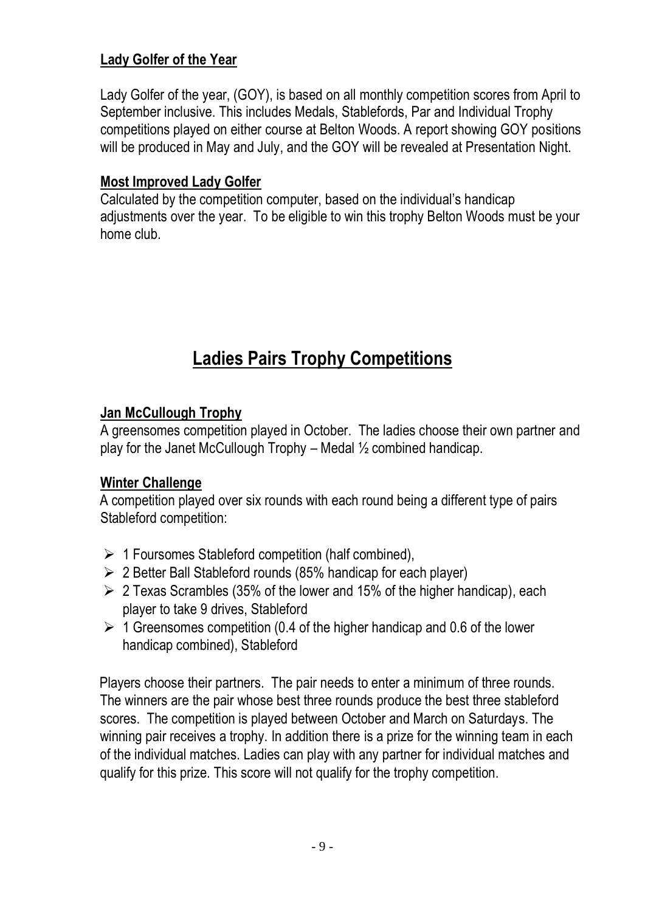**Lady Golfer of the Year**

Lady Golfer of the year, (GOY), is based on all monthly competition scores from April to September inclusive. This includes Medals, Stablefords, Par and Individual Trophy competitions played on either course at Belton Woods. A report showing GOY positions will be produced in May and July, and the GOY will be revealed at Presentation Night.

**Most Improved Lady Golfer**

Calculated by the competition computer, based on the individual's handicap adjustments over the year. To be eligible to win this trophy Belton Woods must be your home club.

# Ladies Pairs Trophy Competitions

**Jan McCullough Trophy**

A greensomes competition played in October. The ladies choose their own partner and play for the Janet McCullough Trophy – Medal ½ combined handicap.

**Winter Challenge**

A competition played over six rounds with each round being a different type of pairs Stableford competition:

- 1 Foursomes Stableford competition (half combined),
- 2 Better Ball Stableford rounds (85% handicap for each player)
- 2 Texas Scrambles (35% of the lower and 15% of the higher handicap), each player to take 9 drives, Stableford
- 1 Greensomes competition (0.4 of the higher handicap and 0.6 of the lower handicap combined), Stableford

Players choose their partners. The pair needs to enter a minimum of three rounds. The winners are the pair whose best three rounds produce the best three stableford scores. The competition is played between October and March on Saturdays. The winning pair receives a trophy. In addition there is a prize for the winning team in each of the individual matches. Ladies can play with any partner for individual matches and qualify for this prize. This score will not qualify for the trophy competition.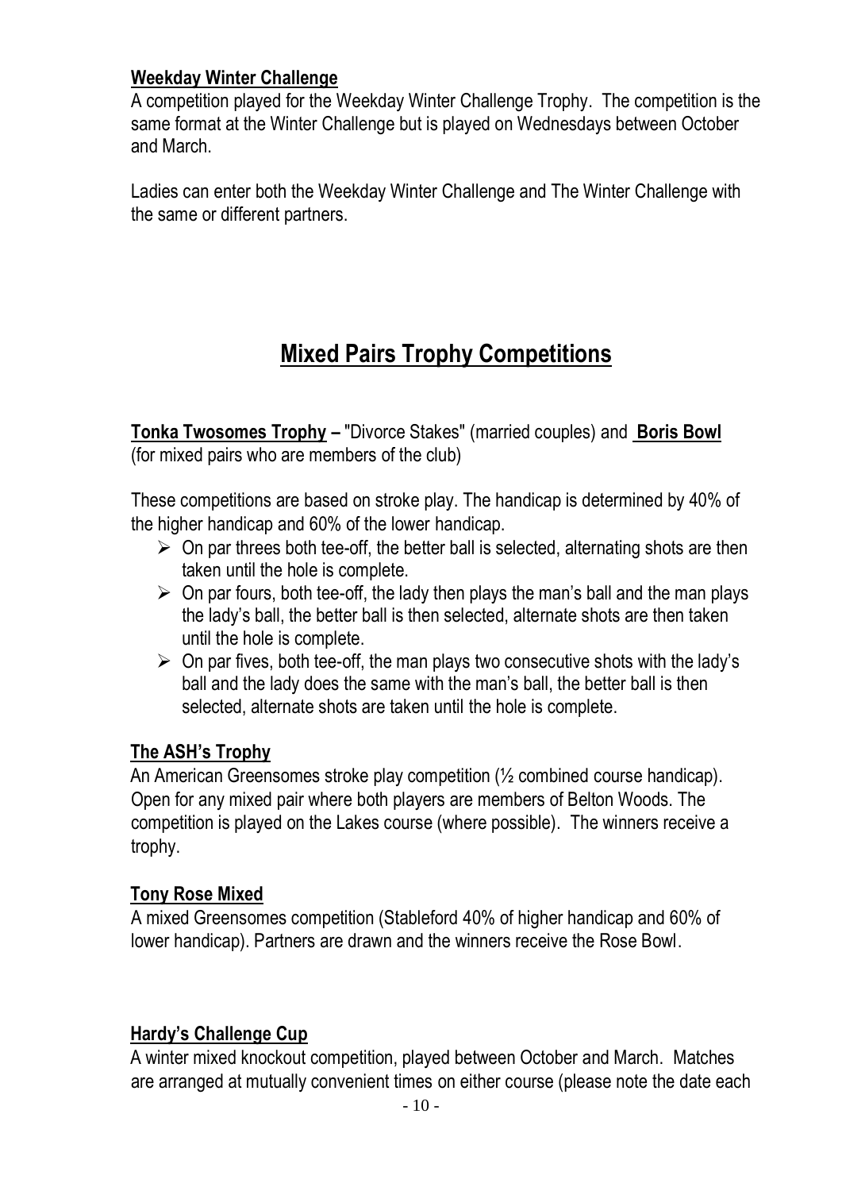**Weekday Winter Challenge**

A competition played for the Weekday Winter Challenge Trophy. The competition is the same format at the Winter Challenge but is played on Wednesdays between October and March.

Ladies can enter both the Weekday Winter Challenge and The Winter Challenge with the same or different partners.

# Mixed Pairs Trophy Competitions

**Tonka Twosomes Trophy** – "Divorce Stakes" (married couples) and **Boris Bowl** (for mixed pairs who are members of the club)

These competitions are based on stroke play. The handicap is determined by 40% of the higher handicap and 60% of the lower handicap.

- On par threes both tee-off, the better ball is selected, alternating shots are then taken until the hole is complete.
- On par fours, both tee-off, the lady then plays the man's ball and the man plays the lady's ball, the better ball is then selected, alternate shots are then taken until the hole is complete.
- On par fives, both tee-off, the man plays two consecutive shots with the lady's ball and the lady does the same with the man's ball, the better ball is then selected, alternate shots are taken until the hole is complete.

**The ASH's Trophy**

An American Greensomes stroke play competition (½ combined course handicap). Open for any mixed pair where both players are members of Belton Woods. The competition is played on the Lakes course (where possible). The winners receive a trophy.

**Tony Rose Mixed**

A mixed Greensomes competition (Stableford 40% of higher handicap and 60% of lower handicap). Partners are drawn and the winners receive the Rose Bowl.

**Hardy's Challenge Cup**

A winter mixed knockout competition, played between October and March. Matches are arranged at mutually convenient times on either course (please note the date each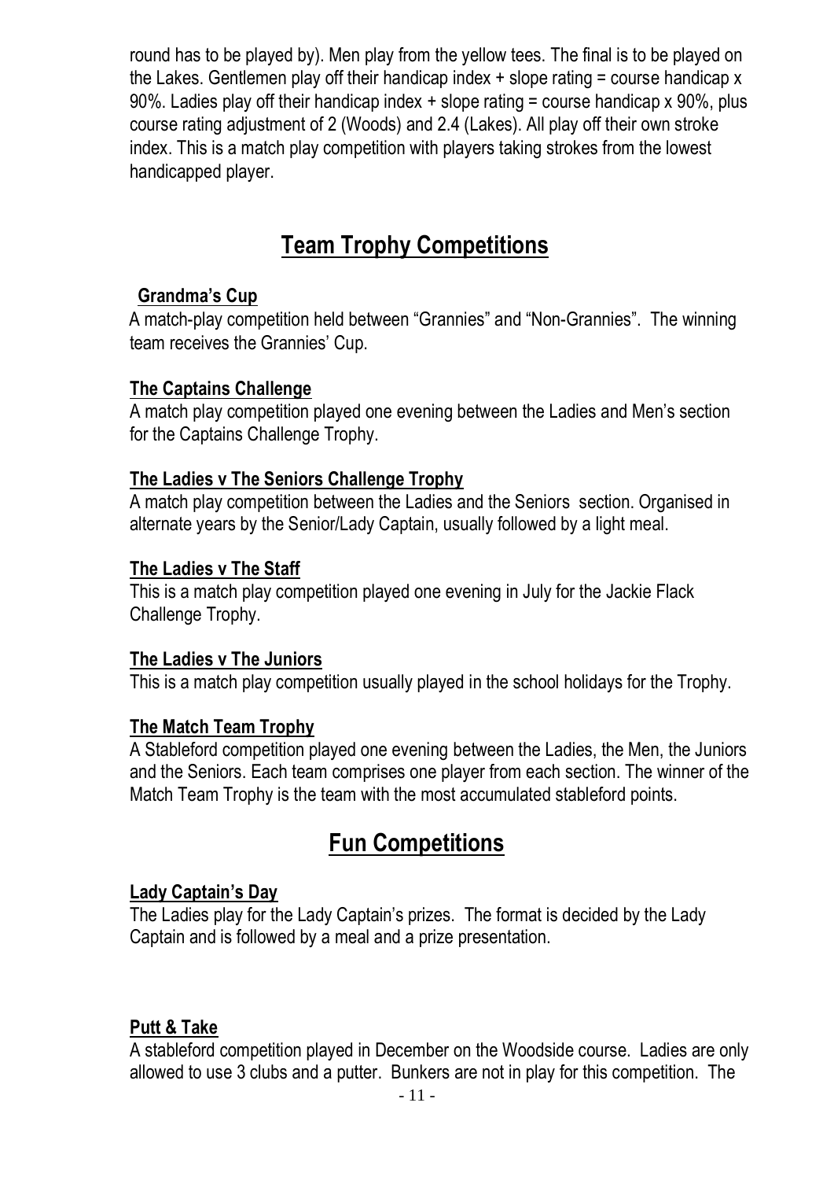round has to be played by). Men play from the yellow tees. The final is to be played on the Lakes. Gentlemen play off their handicap index + slope rating = course handicap x 90%. Ladies play off their handicap index + slope rating = course handicap x 90%, plus course rating adjustment of 2 (Woods) and 2.4 (Lakes). All play off their own stroke index. This is a match play competition with players taking strokes from the lowest handicapped player.

# Team Trophy Competitions

### Grandma's Cup

A match-play competition held between "Grannies" and "Non-Grannies". The winning team receives the Grannies' Cup.

### The Captains Challenge

A match play competition played one evening between the Ladies and Men's section for the Captains Challenge Trophy.

### The Ladies v The Seniors Challenge Trophy

A match play competition between the Ladies and the Seniors section. Organised in alternate years by the Senior/Lady Captain, usually followed by a light meal.

### The Ladies v The Staff

This is a match play competition played one evening in July for the Jackie Flack Challenge Trophy.

### The Ladies v The Juniors

This is a match play competition usually played in the school holidays for the Trophy.

### The Match Team Trophy

A Stableford competition played one evening between the Ladies, the Men, the Juniors and the Seniors. Each team comprises one player from each section. The winner of the Match Team Trophy is the team with the most accumulated stableford points.

# Fun Competitions

### Lady Captain's Day

The Ladies play for the Lady Captain's prizes. The format is decided by the Lady Captain and is followed by a meal and a prize presentation.

### Putt & Take

A stableford competition played in December on the Woodside course. Ladies are only allowed to use 3 clubs and a putter. Bunkers are not in play for this competition. The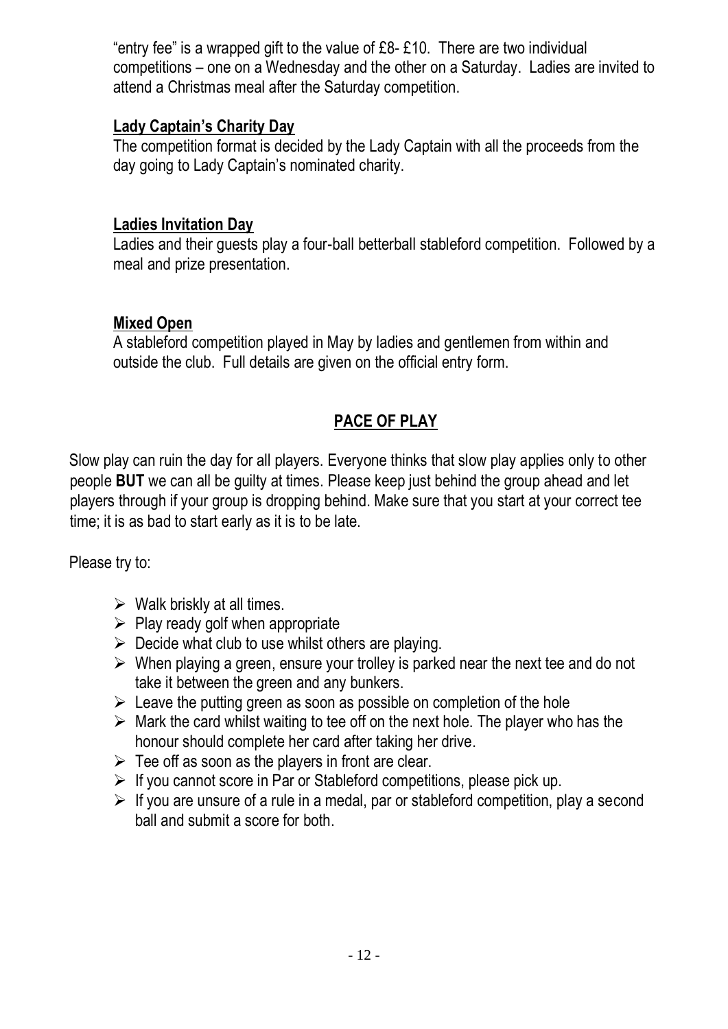"entry fee" is a wrapped gift to the value of £8- £10. There are two individual competitions – one on a Wednesday and the other on a Saturday. Ladies are invited to attend a Christmas meal after the Saturday competition.

### Lady Captain's Charity Day

The competition format is decided by the Lady Captain with all the proceeds from the day going to Lady Captain's nominated charity.

### Ladies Invitation Day

Ladies and their guests play a four-ball betterball stableford competition. Followed by a meal and prize presentation.

### Mixed Open

A stableford competition played in May by ladies and gentlemen from within and outside the club. Full details are given on the official entry form.

## PACE OF PLAY

Slow play can ruin the day for all players. Everyone thinks that slow play applies only to other people **BUT** we can all be guilty at times. Please keep just behind the group ahead and let players through if your group is dropping behind. Make sure that you start at your correct tee time; it is as bad to start early as it is to be late.

Please try to:

- Walk briskly at all times.
- Play ready golf when appropriate
- Decide what club to use whilst others are playing.
- When playing a green, ensure your trolley is parked near the next tee and do not take it between the green and any bunkers.
- Leave the putting green as soon as possible on completion of the hole
- Mark the card whilst waiting to tee off on the next hole. The player who has the honour should complete her card after taking her drive.
- Tee off as soon as the players in front are clear.
- If you cannot score in Par or Stableford competitions, please pick up.
- If you are unsure of a rule in a medal, par or stableford competition, play a second ball and submit a score for both.